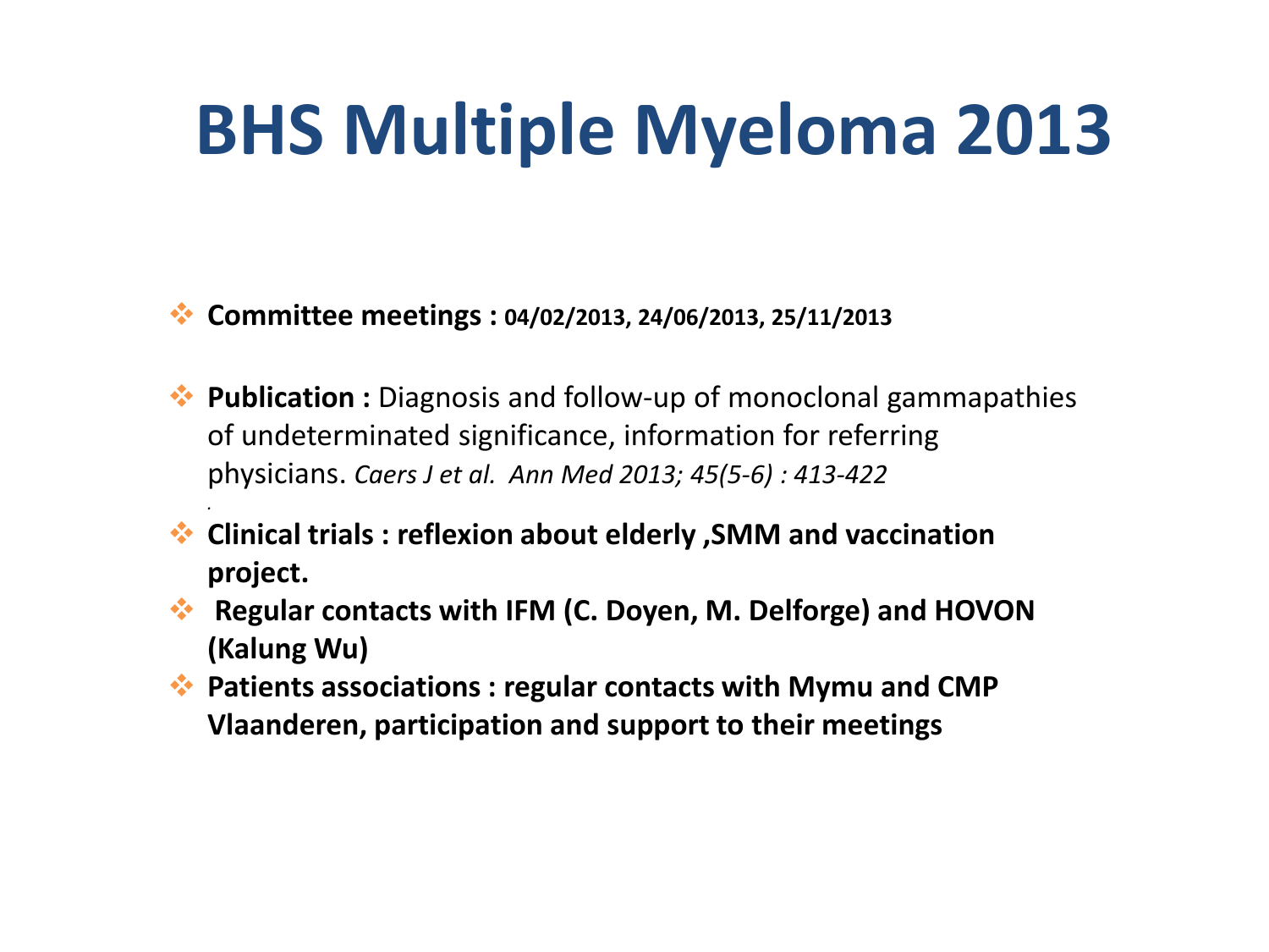# BHS Multiple Myeloma 2013

- **Committee meetings : 04/02/2013, 24/06/2013, 25/11/2013**
- **Publication :** Diagnosis and follow-up of monoclonal gammapathies of undeterminated significance, information for referring physicians. *Caers J et al. Ann Med 2013; 45(5-6) : 413-422*
- **Clinical trials : reflexion about elderly ,SMM and vaccination project.**
- **Regular contacts with IFM (C. Doyen, M. Delforge) and HOVON (Kalung Wu)**
- **Patients associations : regular contacts with Mymu and CMP Vlaanderen, participation and support to their meetings**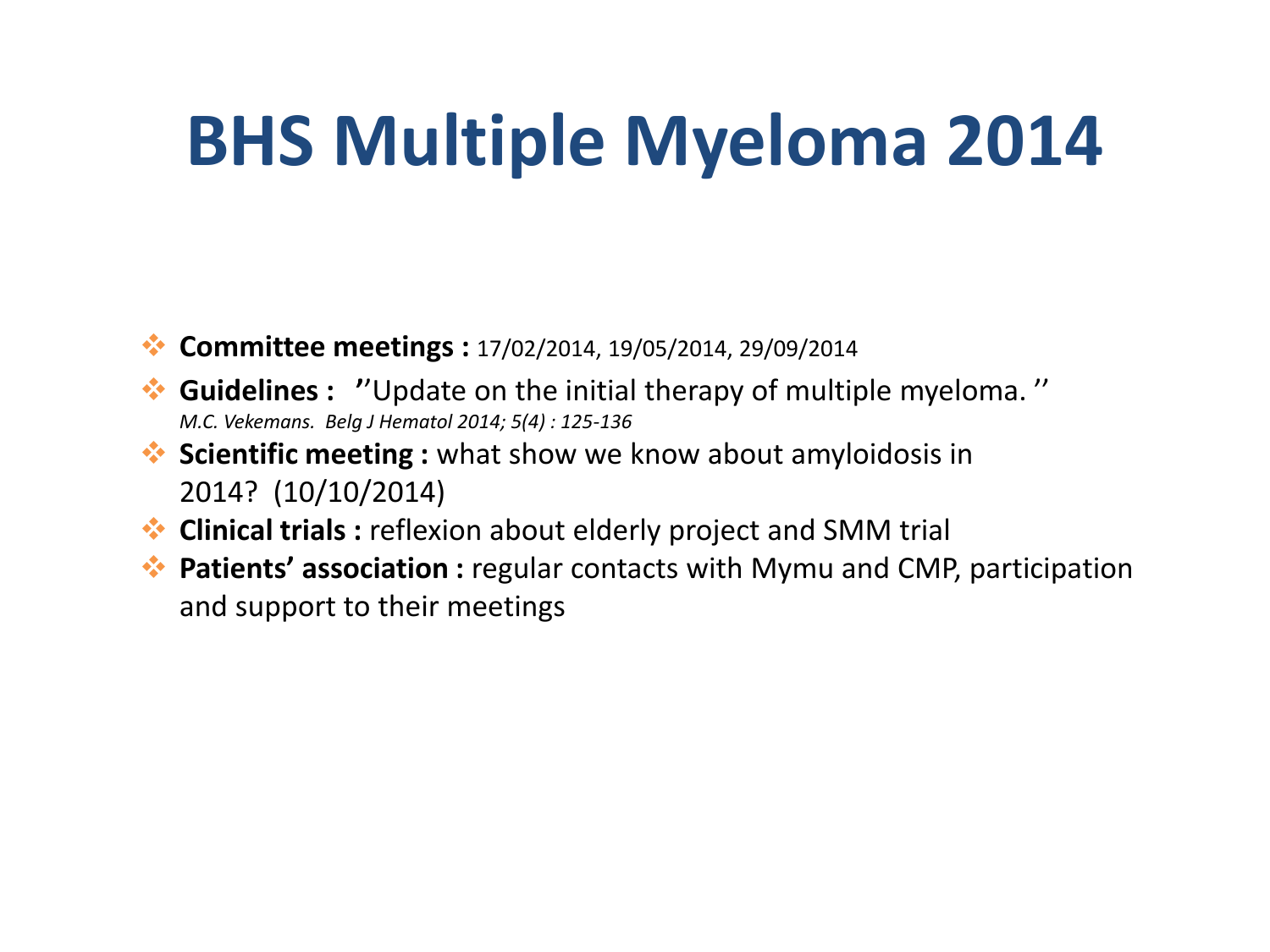# BHS Multiple Myeloma 2014

- **Committee meetings :** 17/02/2014, 19/05/2014, 29/09/2014
- **Guidelines :** ''Update on the initial therapy of multiple myeloma. ''
  *M.C. Vekemans. Belg J Hematol 2014; 5(4) : 125-136*
- **Scientific meeting :** what show we know about amyloidosis in 2014? (10/10/2014)
- **Clinical trials :** reflexion about elderly project and SMM trial
- **Patients' association :** regular contacts with Mymu and CMP, participation and support to their meetings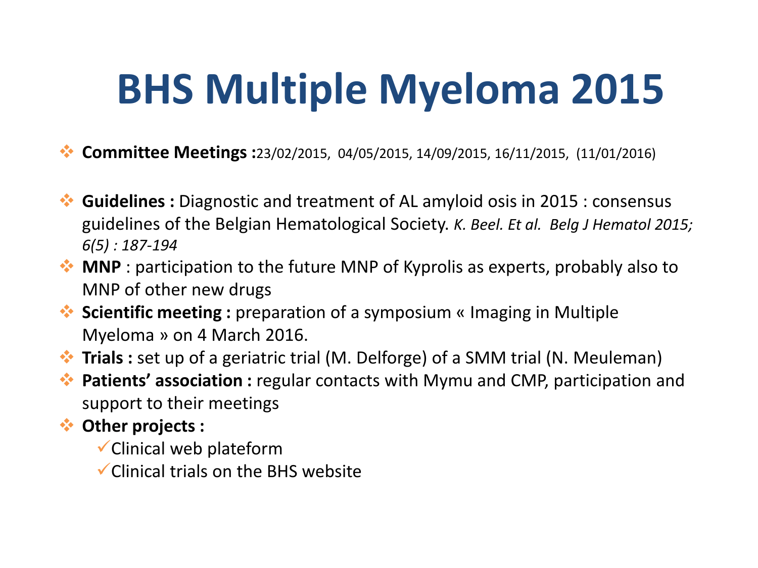# BHS Multiple Myeloma 2015

- **Committee Meetings :**23/02/2015, 04/05/2015, 14/09/2015, 16/11/2015, (11/01/2016)

- **Guidelines :** Diagnostic and treatment of AL amyloid osis in 2015 : consensus guidelines of the Belgian Hematological Society. *K. Beel. Et al. Belg J Hematol 2015; 6(5) : 187-194*
- **MNP** : participation to the future MNP of Kyprolis as experts, probably also to MNP of other new drugs
- **Scientific meeting :** preparation of a symposium « Imaging in Multiple Myeloma » on 4 March 2016.
- **Trials :** set up of a geriatric trial (M. Delforge) of a SMM trial (N. Meuleman)
- **Patients' association :** regular contacts with Mymu and CMP, participation and support to their meetings
- **Other projects :**
  - ✓Clinical web plateform
  - ✓Clinical trials on the BHS website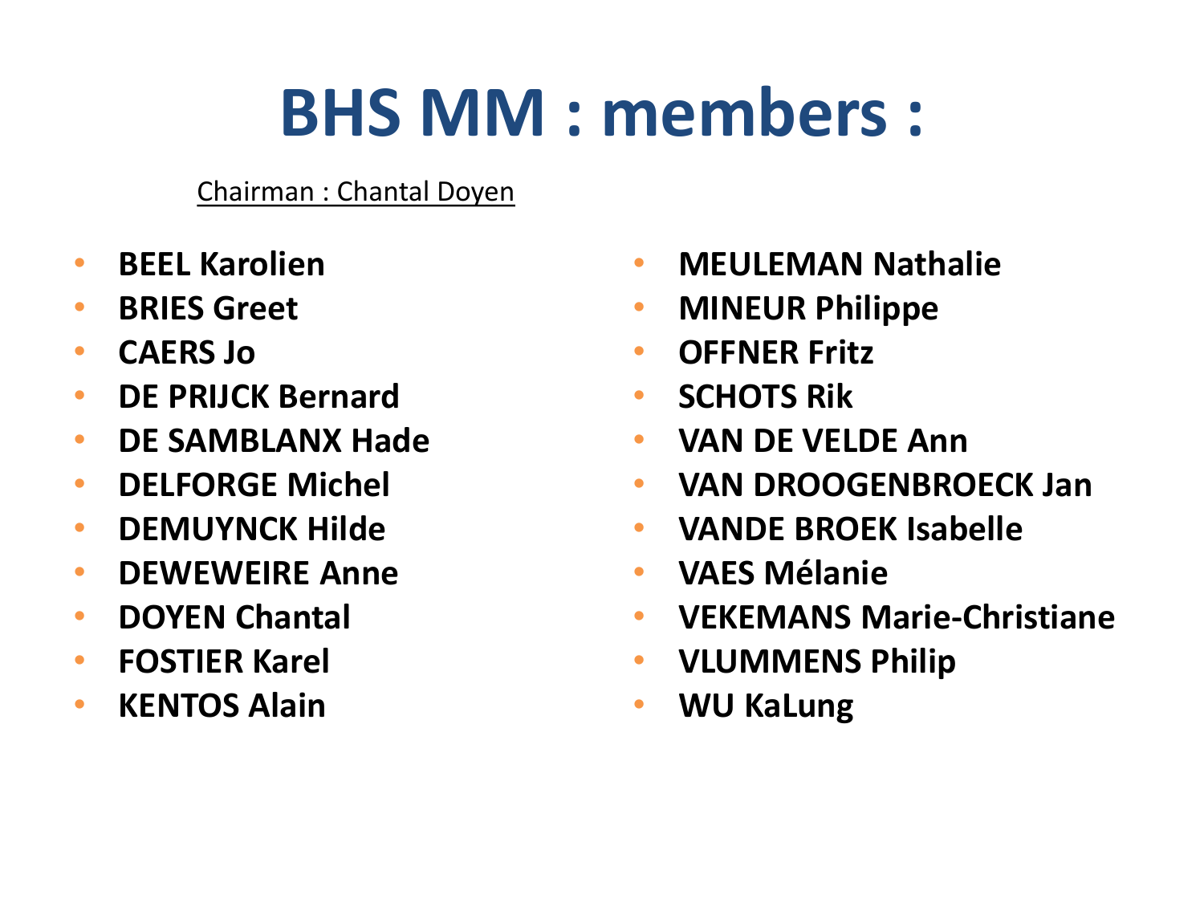# BHS MM : members :

Chairman : Chantal Doyen

- **BEEL Karolien**
- **BRIES Greet**
- **CAERS Jo**
- **DE PRIJCK Bernard**
- **DE SAMBLANX Hade**
- **DELFORGE Michel**
- **DEMUYNCK Hilde**
- **DEWEWEIRE Anne**
- **DOYEN Chantal**
- **FOSTIER Karel**
- **KENTOS Alain**
- **MEULEMAN Nathalie**
- **MINEUR Philippe**
- **OFFNER Fritz**
- **SCHOTS Rik**
- **VAN DE VELDE Ann**
- **VAN DROOGENBROECK Jan**
- **VANDE BROEK Isabelle**
- **VAES Mélanie**
- **VEKEMANS Marie-Christiane**
- **VLUMMENS Philip**
- **WU KaLung**